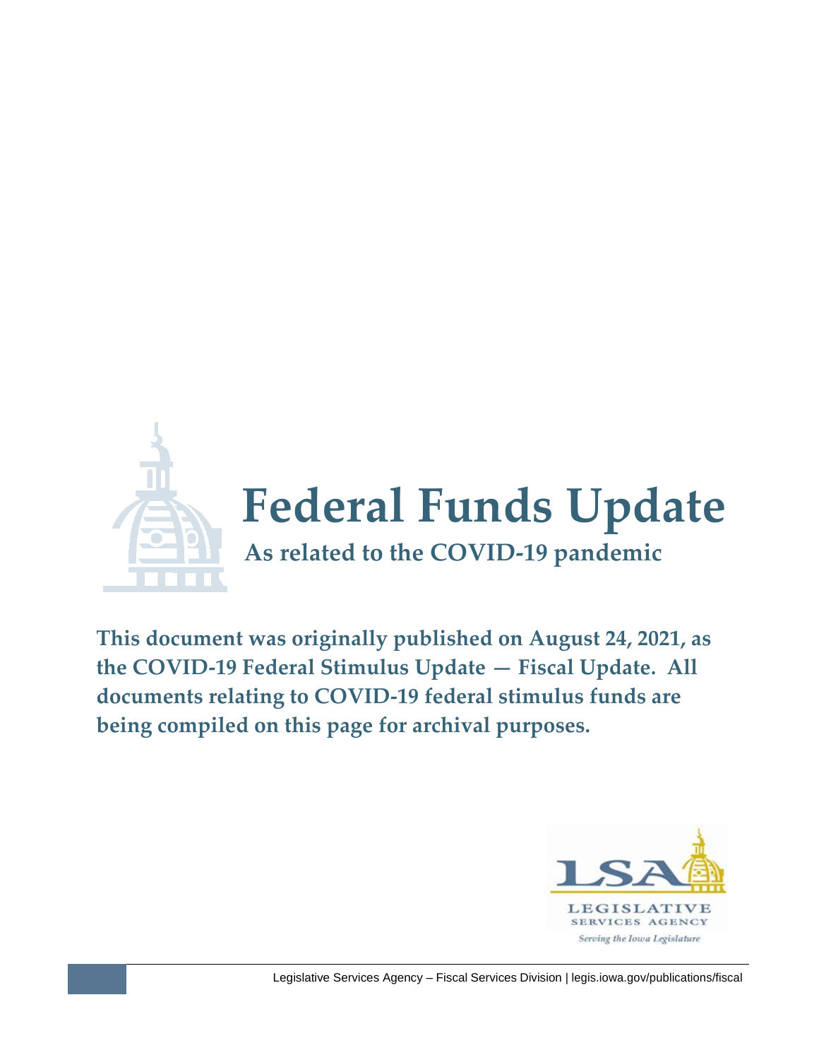# Federal Funds Update

## As related to the COVID-19 pandemic

**This document was originally published on August 24, 2021, as the COVID-19 Federal Stimulus Update — Fiscal Update. All documents relating to COVID-19 federal stimulus funds are being compiled on this page for archival purposes.**

LSA
LEGISLATIVE SERVICES AGENCY
*Serving the Iowa Legislature*

Legislative Services Agency – Fiscal Services Division | legis.iowa.gov/publications/fiscal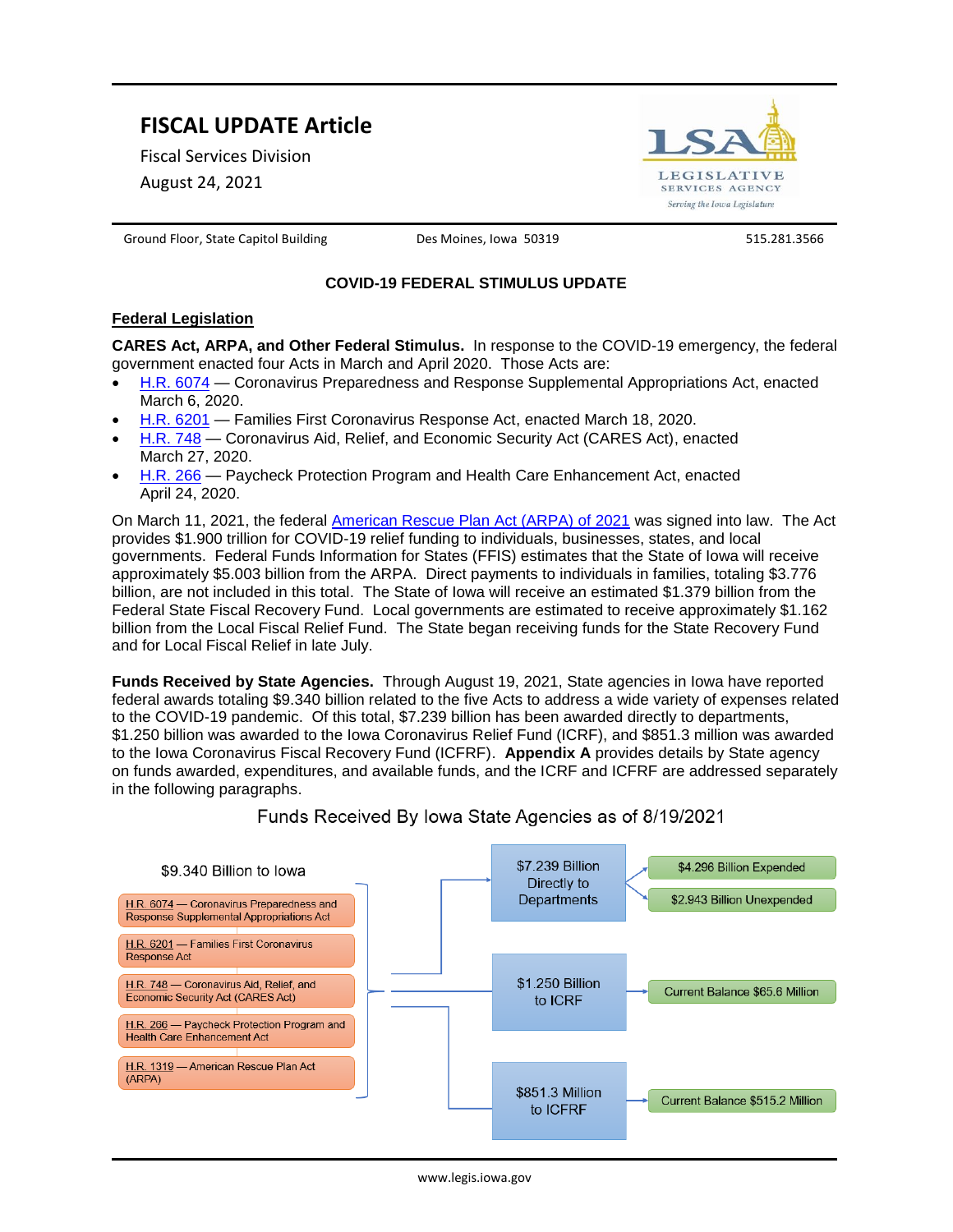# FISCAL UPDATE Article

Fiscal Services Division

August 24, 2021

LSA LEGISLATIVE SERVICES AGENCY Serving the Iowa Legislature

Ground Floor, State Capitol Building Des Moines, Iowa 50319 515.281.3566

## COVID-19 FEDERAL STIMULUS UPDATE

### Federal Legislation

**CARES Act, ARPA, and Other Federal Stimulus.** In response to the COVID-19 emergency, the federal government enacted four Acts in March and April 2020. Those Acts are:

- H.R. 6074 — Coronavirus Preparedness and Response Supplemental Appropriations Act, enacted March 6, 2020.
- H.R. 6201 — Families First Coronavirus Response Act, enacted March 18, 2020.
- H.R. 748 — Coronavirus Aid, Relief, and Economic Security Act (CARES Act), enacted March 27, 2020.
- H.R. 266 — Paycheck Protection Program and Health Care Enhancement Act, enacted April 24, 2020.

On March 11, 2021, the federal American Rescue Plan Act (ARPA) of 2021 was signed into law. The Act provides $1.900 trillion for COVID-19 relief funding to individuals, businesses, states, and local governments. Federal Funds Information for States (FFIS) estimates that the State of Iowa will receive approximately $5.003 billion from the ARPA. Direct payments to individuals in families, totaling $3.776 billion, are not included in this total. The State of Iowa will receive an estimated $1.379 billion from the Federal State Fiscal Recovery Fund. Local governments are estimated to receive approximately $1.162 billion from the Local Fiscal Relief Fund. The State began receiving funds for the State Recovery Fund and for Local Fiscal Relief in late July.

**Funds Received by State Agencies.** Through August 19, 2021, State agencies in Iowa have reported federal awards totaling $9.340 billion related to the five Acts to address a wide variety of expenses related to the COVID-19 pandemic. Of this total, $7.239 billion has been awarded directly to departments, $1.250 billion was awarded to the Iowa Coronavirus Relief Fund (ICRF), and $851.3 million was awarded to the Iowa Coronavirus Fiscal Recovery Fund (ICFRF). **Appendix A** provides details by State agency on funds awarded, expenditures, and available funds, and the ICRF and ICFRF are addressed separately in the following paragraphs.

Funds Received By Iowa State Agencies as of 8/19/2021

$9.340 Billion to Iowa

H.R. 6074 — Coronavirus Preparedness and Response Supplemental Appropriations Act

H.R. 6201 — Families First Coronavirus Response Act

H.R. 748 — Coronavirus Aid, Relief, and Economic Security Act (CARES Act)

H.R. 266 — Paycheck Protection Program and Health Care Enhancement Act

H.R. 1319 — American Rescue Plan Act (ARPA)

$7.239 Billion Directly to Departments

$4.296 Billion Expended

$2.943 Billion Unexpended

$1.250 Billion to ICRF

Current Balance $65.6 Million

$851.3 Million to ICFRF

Current Balance $515.2 Million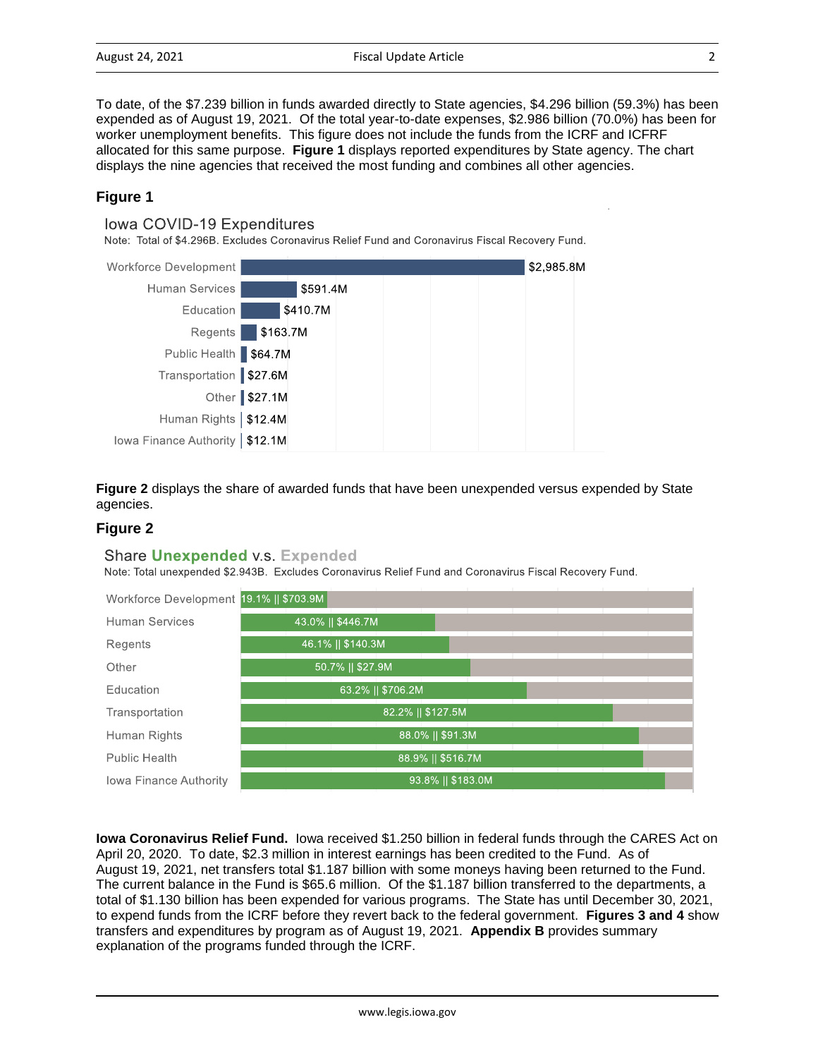To date, of the $7.239 billion in funds awarded directly to State agencies, $4.296 billion (59.3%) has been expended as of August 19, 2021. Of the total year-to-date expenses, $2.986 billion (70.0%) has been for worker unemployment benefits. This figure does not include the funds from the ICRF and ICFRF allocated for this same purpose. **Figure 1** displays reported expenditures by State agency. The chart displays the nine agencies that received the most funding and combines all other agencies.

### Figure 1

Iowa COVID-19 Expenditures

Note: Total of $4.296B. Excludes Coronavirus Relief Fund and Coronavirus Fiscal Recovery Fund.

Workforce Development $2,985.8M
Human Services $591.4M
Education $410.7M
Regents $163.7M
Public Health $64.7M
Transportation $27.6M
Other $27.1M
Human Rights $12.4M
Iowa Finance Authority $12.1M

**Figure 2** displays the share of awarded funds that have been unexpended versus expended by State agencies.

### Figure 2

Share **Unexpended** v.s. **Expended**

Note: Total unexpended $2.943B. Excludes Coronavirus Relief Fund and Coronavirus Fiscal Recovery Fund.

Workforce Development 19.1% || $703.9M
Human Services 43.0% || $446.7M
Regents 46.1% || $140.3M
Other 50.7% || $27.9M
Education 63.2% || $706.2M
Transportation 82.2% || $127.5M
Human Rights 88.0% || $91.3M
Public Health 88.9% || $516.7M
Iowa Finance Authority 93.8% || $183.0M

**Iowa Coronavirus Relief Fund.** Iowa received $1.250 billion in federal funds through the CARES Act on April 20, 2020. To date, $2.3 million in interest earnings has been credited to the Fund. As of August 19, 2021, net transfers total $1.187 billion with some moneys having been returned to the Fund. The current balance in the Fund is $65.6 million. Of the $1.187 billion transferred to the departments, a total of $1.130 billion has been expended for various programs. The State has until December 30, 2021, to expend funds from the ICRF before they revert back to the federal government. **Figures 3 and 4** show transfers and expenditures by program as of August 19, 2021. **Appendix B** provides summary explanation of the programs funded through the ICRF.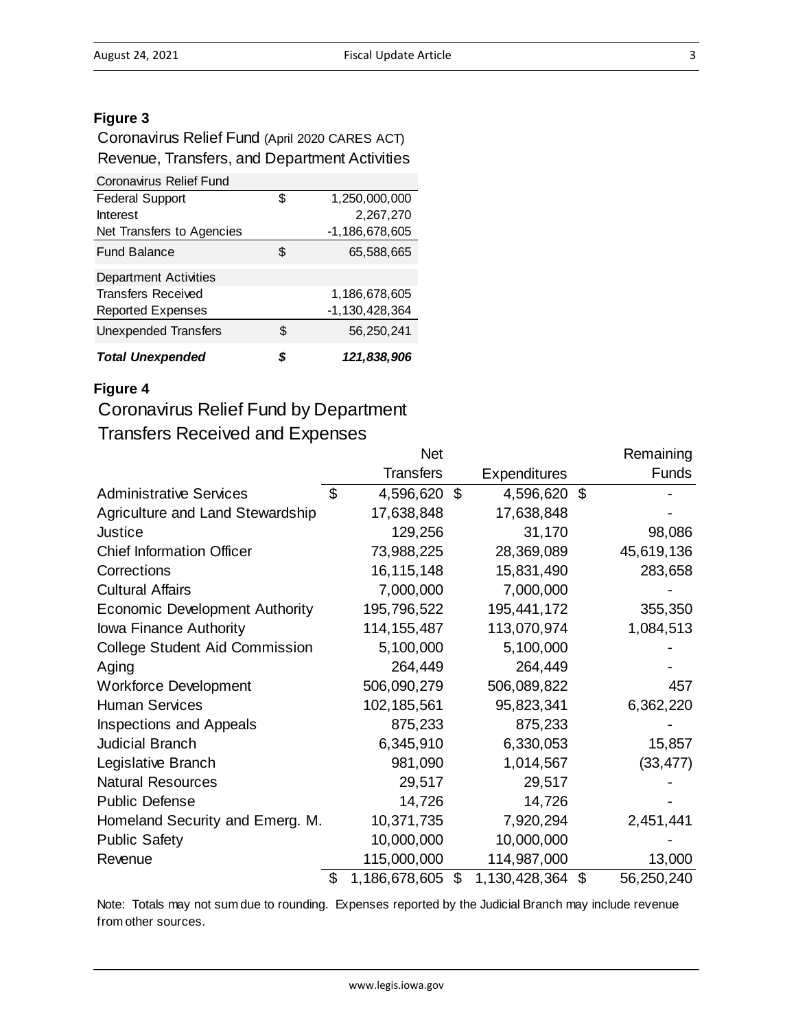**Figure 3**

Coronavirus Relief Fund (April 2020 CARES ACT)
Revenue, Transfers, and Department Activities

| | | |
|---|---|---|
| Coronavirus Relief Fund | | |
| Federal Support | $ | 1,250,000,000 |
| Interest | | 2,267,270 |
| Net Transfers to Agencies | | -1,186,678,605 |
| Fund Balance | $ | 65,588,665 |
| Department Activities | | |
| Transfers Received | | 1,186,678,605 |
| Reported Expenses | | -1,130,428,364 |
| Unexpended Transfers | $ | 56,250,241 |
| ***Total Unexpended*** | ***$*** | ***121,838,906*** |

**Figure 4**

Coronavirus Relief Fund by Department
Transfers Received and Expenses

| | Net Transfers | Expenditures | Remaining Funds |
|---|---|---|---|
| Administrative Services | $ 4,596,620 | $ 4,596,620 | $ - |
| Agriculture and Land Stewardship | 17,638,848 | 17,638,848 | - |
| Justice | 129,256 | 31,170 | 98,086 |
| Chief Information Officer | 73,988,225 | 28,369,089 | 45,619,136 |
| Corrections | 16,115,148 | 15,831,490 | 283,658 |
| Cultural Affairs | 7,000,000 | 7,000,000 | - |
| Economic Development Authority | 195,796,522 | 195,441,172 | 355,350 |
| Iowa Finance Authority | 114,155,487 | 113,070,974 | 1,084,513 |
| College Student Aid Commission | 5,100,000 | 5,100,000 | - |
| Aging | 264,449 | 264,449 | - |
| Workforce Development | 506,090,279 | 506,089,822 | 457 |
| Human Services | 102,185,561 | 95,823,341 | 6,362,220 |
| Inspections and Appeals | 875,233 | 875,233 | - |
| Judicial Branch | 6,345,910 | 6,330,053 | 15,857 |
| Legislative Branch | 981,090 | 1,014,567 | (33,477) |
| Natural Resources | 29,517 | 29,517 | - |
| Public Defense | 14,726 | 14,726 | - |
| Homeland Security and Emerg. M. | 10,371,735 | 7,920,294 | 2,451,441 |
| Public Safety | 10,000,000 | 10,000,000 | - |
| Revenue | 115,000,000 | 114,987,000 | 13,000 |
| | $ 1,186,678,605 | $ 1,130,428,364 | $ 56,250,240 |

Note: Totals may not sum due to rounding. Expenses reported by the Judicial Branch may include revenue from other sources.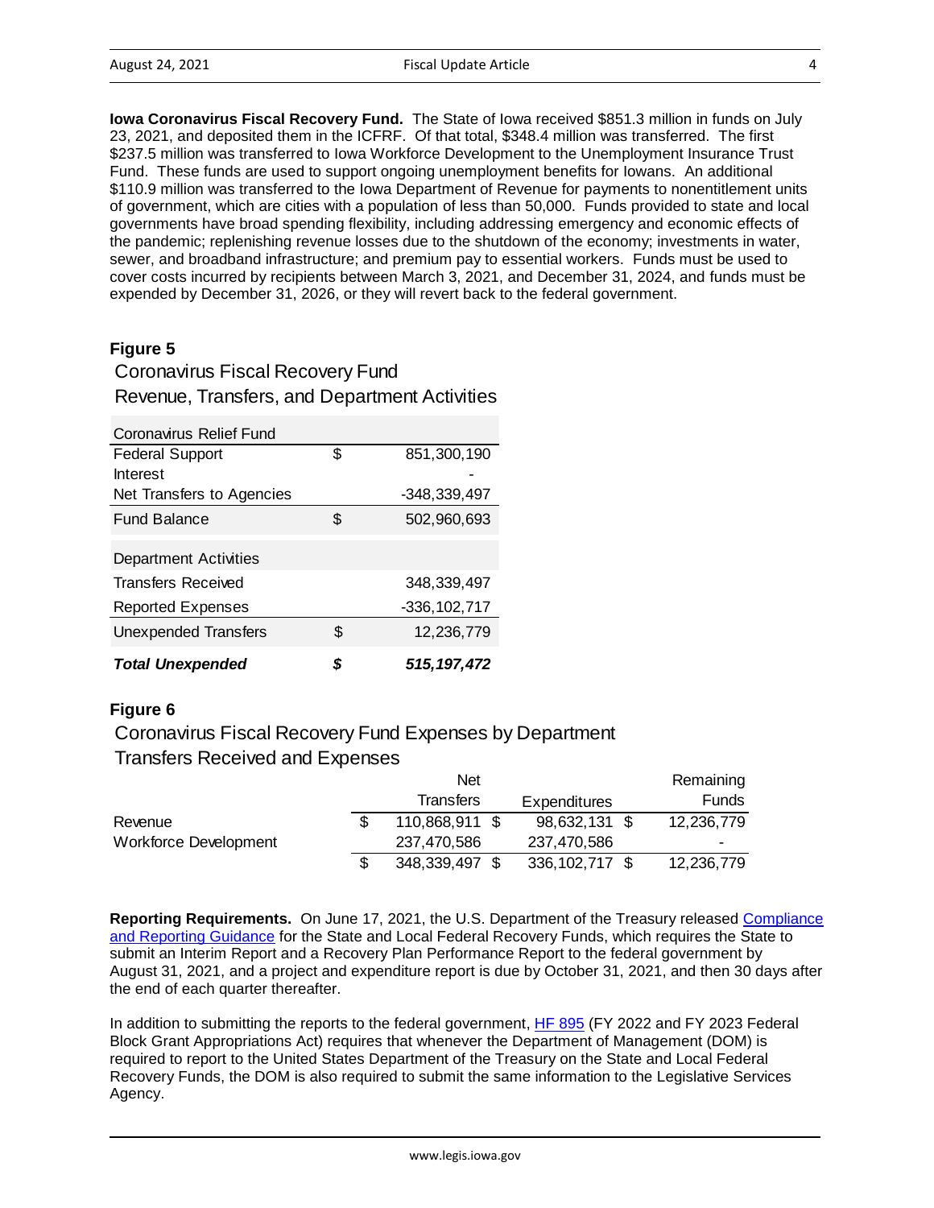**Iowa Coronavirus Fiscal Recovery Fund.** The State of Iowa received $851.3 million in funds on July 23, 2021, and deposited them in the ICFRF. Of that total, $348.4 million was transferred. The first $237.5 million was transferred to Iowa Workforce Development to the Unemployment Insurance Trust Fund. These funds are used to support ongoing unemployment benefits for Iowans. An additional $110.9 million was transferred to the Iowa Department of Revenue for payments to nonentitlement units of government, which are cities with a population of less than 50,000. Funds provided to state and local governments have broad spending flexibility, including addressing emergency and economic effects of the pandemic; replenishing revenue losses due to the shutdown of the economy; investments in water, sewer, and broadband infrastructure; and premium pay to essential workers. Funds must be used to cover costs incurred by recipients between March 3, 2021, and December 31, 2024, and funds must be expended by December 31, 2026, or they will revert back to the federal government.

**Figure 5**

Coronavirus Fiscal Recovery Fund
Revenue, Transfers, and Department Activities

| Coronavirus Relief Fund | | |
|---|---|---|
| Federal Support | $ | 851,300,190 |
| Interest | | - |
| Net Transfers to Agencies | | -348,339,497 |
| Fund Balance | $ | 502,960,693 |
| **Department Activities** | | |
| Transfers Received | | 348,339,497 |
| Reported Expenses | | -336,102,717 |
| Unexpended Transfers | $ | 12,236,779 |
| ***Total Unexpended*** | ***$*** | ***515,197,472*** |

**Figure 6**

Coronavirus Fiscal Recovery Fund Expenses by Department
Transfers Received and Expenses

| | | Net Transfers | | Expenditures | | Remaining Funds |
|---|---|---|---|---|---|---|
| Revenue | $ | 110,868,911 | $ | 98,632,131 | $ | 12,236,779 |
| Workforce Development | | 237,470,586 | | 237,470,586 | | - |
| | $ | 348,339,497 | $ | 336,102,717 | $ | 12,236,779 |

**Reporting Requirements.** On June 17, 2021, the U.S. Department of the Treasury released Compliance and Reporting Guidance for the State and Local Federal Recovery Funds, which requires the State to submit an Interim Report and a Recovery Plan Performance Report to the federal government by August 31, 2021, and a project and expenditure report is due by October 31, 2021, and then 30 days after the end of each quarter thereafter.

In addition to submitting the reports to the federal government, HF 895 (FY 2022 and FY 2023 Federal Block Grant Appropriations Act) requires that whenever the Department of Management (DOM) is required to report to the United States Department of the Treasury on the State and Local Federal Recovery Funds, the DOM is also required to submit the same information to the Legislative Services Agency.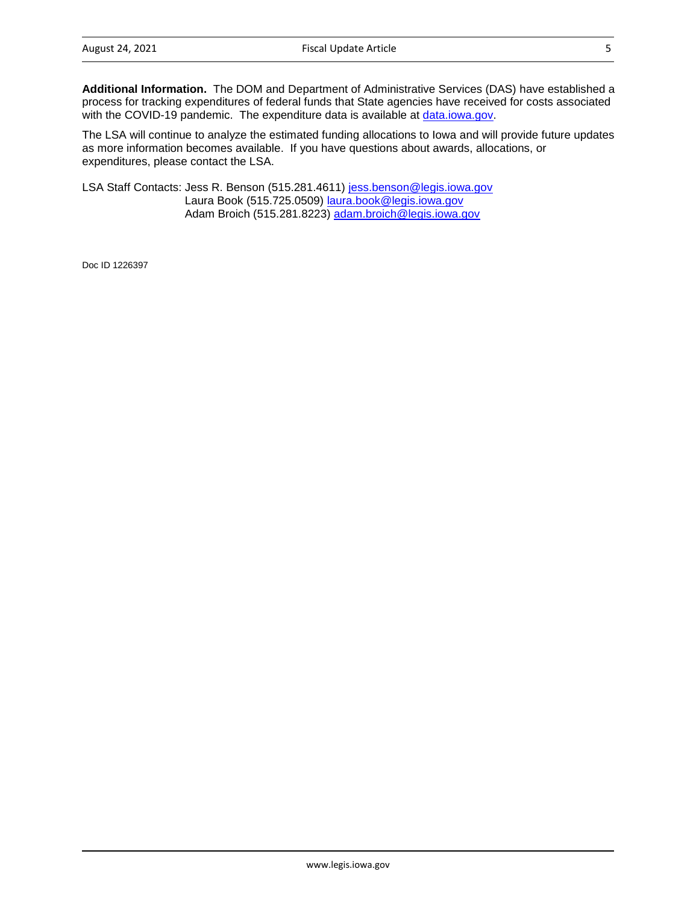**Additional Information.** The DOM and Department of Administrative Services (DAS) have established a process for tracking expenditures of federal funds that State agencies have received for costs associated with the COVID-19 pandemic. The expenditure data is available at [data.iowa.gov](https://data.iowa.gov).

The LSA will continue to analyze the estimated funding allocations to Iowa and will provide future updates as more information becomes available. If you have questions about awards, allocations, or expenditures, please contact the LSA.

LSA Staff Contacts: Jess R. Benson (515.281.4611) jess.benson@legis.iowa.gov
Laura Book (515.725.0509) laura.book@legis.iowa.gov
Adam Broich (515.281.8223) adam.broich@legis.iowa.gov

Doc ID 1226397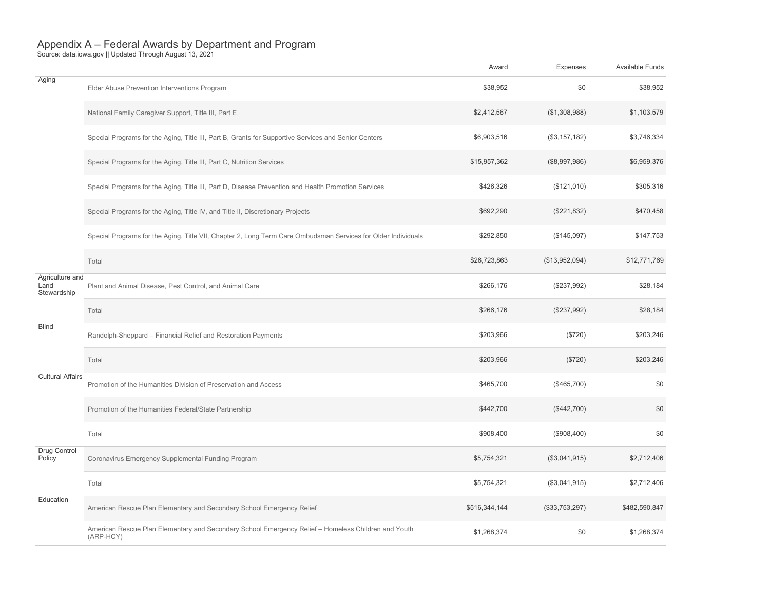# Appendix A – Federal Awards by Department and Program

Source: data.iowa.gov || Updated Through August 13, 2021

| | | Award | Expenses | Available Funds |
|---|---|---|---|---|
| Aging | Elder Abuse Prevention Interventions Program | $38,952 | $0 | $38,952 |
| | National Family Caregiver Support, Title III, Part E | $2,412,567 | ($1,308,988) | $1,103,579 |
| | Special Programs for the Aging, Title III, Part B, Grants for Supportive Services and Senior Centers | $6,903,516 | ($3,157,182) | $3,746,334 |
| | Special Programs for the Aging, Title III, Part C, Nutrition Services | $15,957,362 | ($8,997,986) | $6,959,376 |
| | Special Programs for the Aging, Title III, Part D, Disease Prevention and Health Promotion Services | $426,326 | ($121,010) | $305,316 |
| | Special Programs for the Aging, Title IV, and Title II, Discretionary Projects | $692,290 | ($221,832) | $470,458 |
| | Special Programs for the Aging, Title VII, Chapter 2, Long Term Care Ombudsman Services for Older Individuals | $292,850 | ($145,097) | $147,753 |
| | Total | $26,723,863 | ($13,952,094) | $12,771,769 |
| Agriculture and Land Stewardship | Plant and Animal Disease, Pest Control, and Animal Care | $266,176 | ($237,992) | $28,184 |
| | Total | $266,176 | ($237,992) | $28,184 |
| Blind | Randolph-Sheppard – Financial Relief and Restoration Payments | $203,966 | ($720) | $203,246 |
| | Total | $203,966 | ($720) | $203,246 |
| Cultural Affairs | Promotion of the Humanities Division of Preservation and Access | $465,700 | ($465,700) | $0 |
| | Promotion of the Humanities Federal/State Partnership | $442,700 | ($442,700) | $0 |
| | Total | $908,400 | ($908,400) | $0 |
| Drug Control Policy | Coronavirus Emergency Supplemental Funding Program | $5,754,321 | ($3,041,915) | $2,712,406 |
| | Total | $5,754,321 | ($3,041,915) | $2,712,406 |
| Education | American Rescue Plan Elementary and Secondary School Emergency Relief | $516,344,144 | ($33,753,297) | $482,590,847 |
| | American Rescue Plan Elementary and Secondary School Emergency Relief – Homeless Children and Youth (ARP-HCY) | $1,268,374 | $0 | $1,268,374 |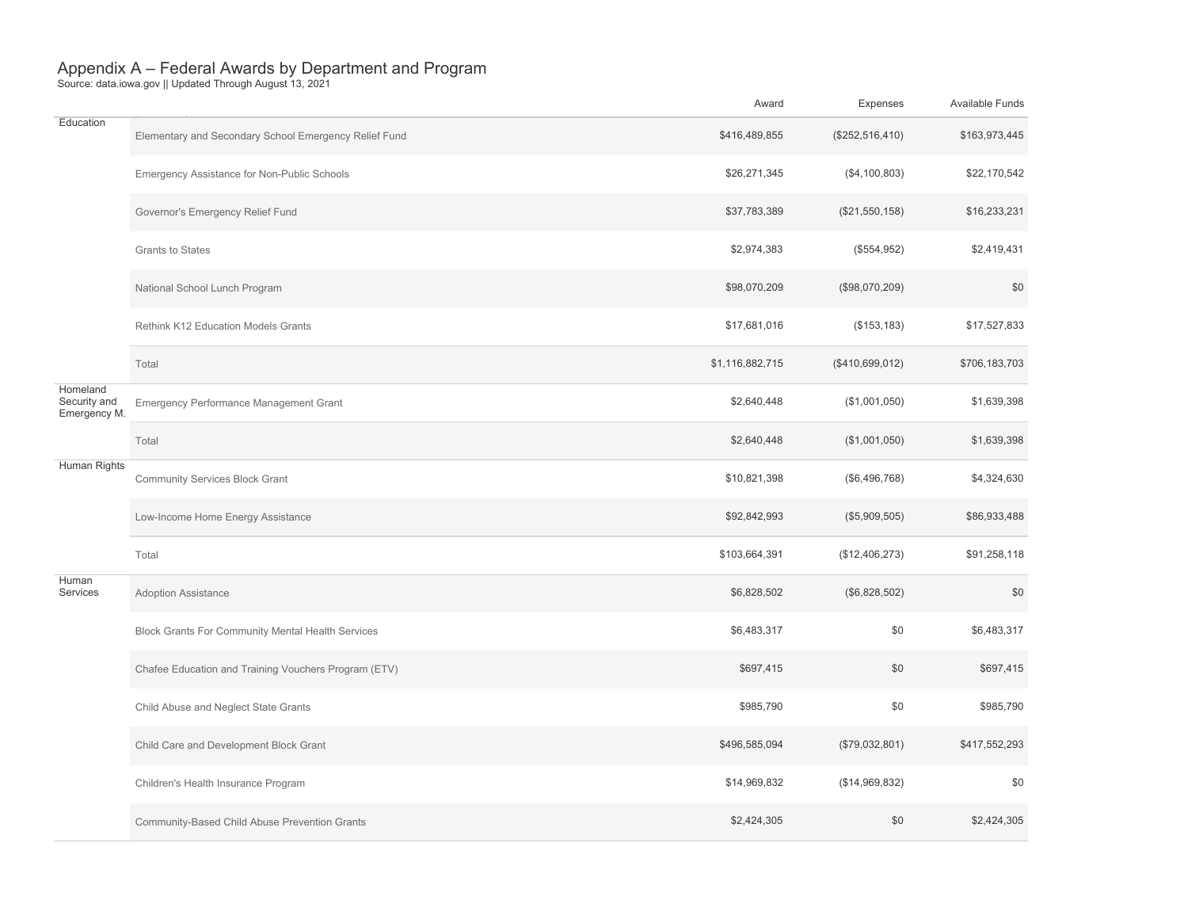# Appendix A – Federal Awards by Department and Program

Source: data.iowa.gov || Updated Through August 13, 2021

| | | Award | Expenses | Available Funds |
|---|---|---|---|---|
| Education | Elementary and Secondary School Emergency Relief Fund | $416,489,855 | ($252,516,410) | $163,973,445 |
| | Emergency Assistance for Non-Public Schools | $26,271,345 | ($4,100,803) | $22,170,542 |
| | Governor's Emergency Relief Fund | $37,783,389 | ($21,550,158) | $16,233,231 |
| | Grants to States | $2,974,383 | ($554,952) | $2,419,431 |
| | National School Lunch Program | $98,070,209 | ($98,070,209) | $0 |
| | Rethink K12 Education Models Grants | $17,681,016 | ($153,183) | $17,527,833 |
| | Total | $1,116,882,715 | ($410,699,012) | $706,183,703 |
| Homeland Security and Emergency M. | Emergency Performance Management Grant | $2,640,448 | ($1,001,050) | $1,639,398 |
| | Total | $2,640,448 | ($1,001,050) | $1,639,398 |
| Human Rights | Community Services Block Grant | $10,821,398 | ($6,496,768) | $4,324,630 |
| | Low-Income Home Energy Assistance | $92,842,993 | ($5,909,505) | $86,933,488 |
| | Total | $103,664,391 | ($12,406,273) | $91,258,118 |
| Human Services | Adoption Assistance | $6,828,502 | ($6,828,502) | $0 |
| | Block Grants For Community Mental Health Services | $6,483,317 | $0 | $6,483,317 |
| | Chafee Education and Training Vouchers Program (ETV) | $697,415 | $0 | $697,415 |
| | Child Abuse and Neglect State Grants | $985,790 | $0 | $985,790 |
| | Child Care and Development Block Grant | $496,585,094 | ($79,032,801) | $417,552,293 |
| | Children's Health Insurance Program | $14,969,832 | ($14,969,832) | $0 |
| | Community-Based Child Abuse Prevention Grants | $2,424,305 | $0 | $2,424,305 |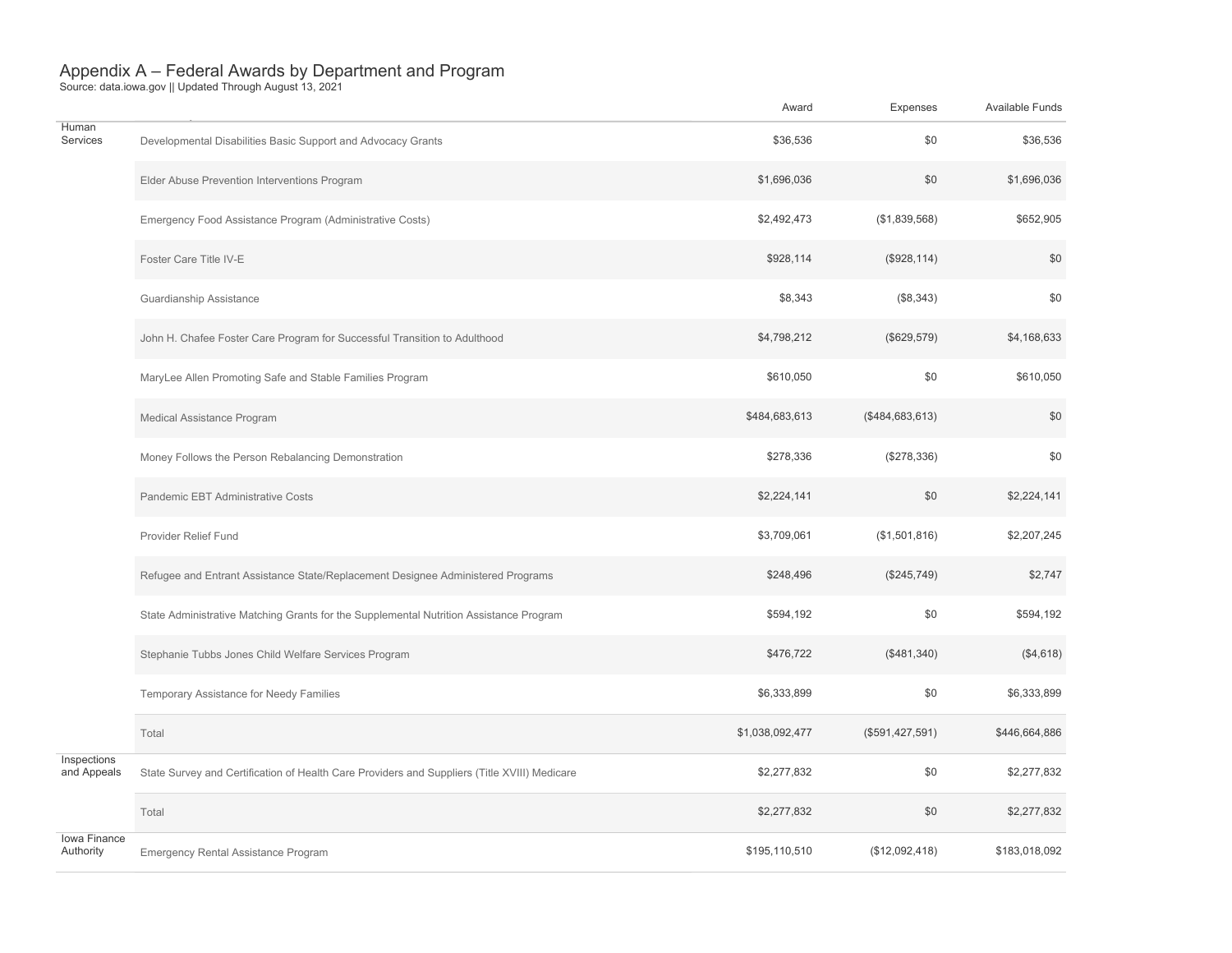# Appendix A – Federal Awards by Department and Program

Source: data.iowa.gov || Updated Through August 13, 2021

| | | Award | Expenses | Available Funds |
|---|---|---|---|---|
| Human Services | Developmental Disabilities Basic Support and Advocacy Grants | $36,536 | $0 | $36,536 |
| | Elder Abuse Prevention Interventions Program | $1,696,036 | $0 | $1,696,036 |
| | Emergency Food Assistance Program (Administrative Costs) | $2,492,473 | ($1,839,568) | $652,905 |
| | Foster Care Title IV-E | $928,114 | ($928,114) | $0 |
| | Guardianship Assistance | $8,343 | ($8,343) | $0 |
| | John H. Chafee Foster Care Program for Successful Transition to Adulthood | $4,798,212 | ($629,579) | $4,168,633 |
| | MaryLee Allen Promoting Safe and Stable Families Program | $610,050 | $0 | $610,050 |
| | Medical Assistance Program | $484,683,613 | ($484,683,613) | $0 |
| | Money Follows the Person Rebalancing Demonstration | $278,336 | ($278,336) | $0 |
| | Pandemic EBT Administrative Costs | $2,224,141 | $0 | $2,224,141 |
| | Provider Relief Fund | $3,709,061 | ($1,501,816) | $2,207,245 |
| | Refugee and Entrant Assistance State/Replacement Designee Administered Programs | $248,496 | ($245,749) | $2,747 |
| | State Administrative Matching Grants for the Supplemental Nutrition Assistance Program | $594,192 | $0 | $594,192 |
| | Stephanie Tubbs Jones Child Welfare Services Program | $476,722 | ($481,340) | ($4,618) |
| | Temporary Assistance for Needy Families | $6,333,899 | $0 | $6,333,899 |
| | Total | $1,038,092,477 | ($591,427,591) | $446,664,886 |
| Inspections and Appeals | State Survey and Certification of Health Care Providers and Suppliers (Title XVIII) Medicare | $2,277,832 | $0 | $2,277,832 |
| | Total | $2,277,832 | $0 | $2,277,832 |
| Iowa Finance Authority | Emergency Rental Assistance Program | $195,110,510 | ($12,092,418) | $183,018,092 |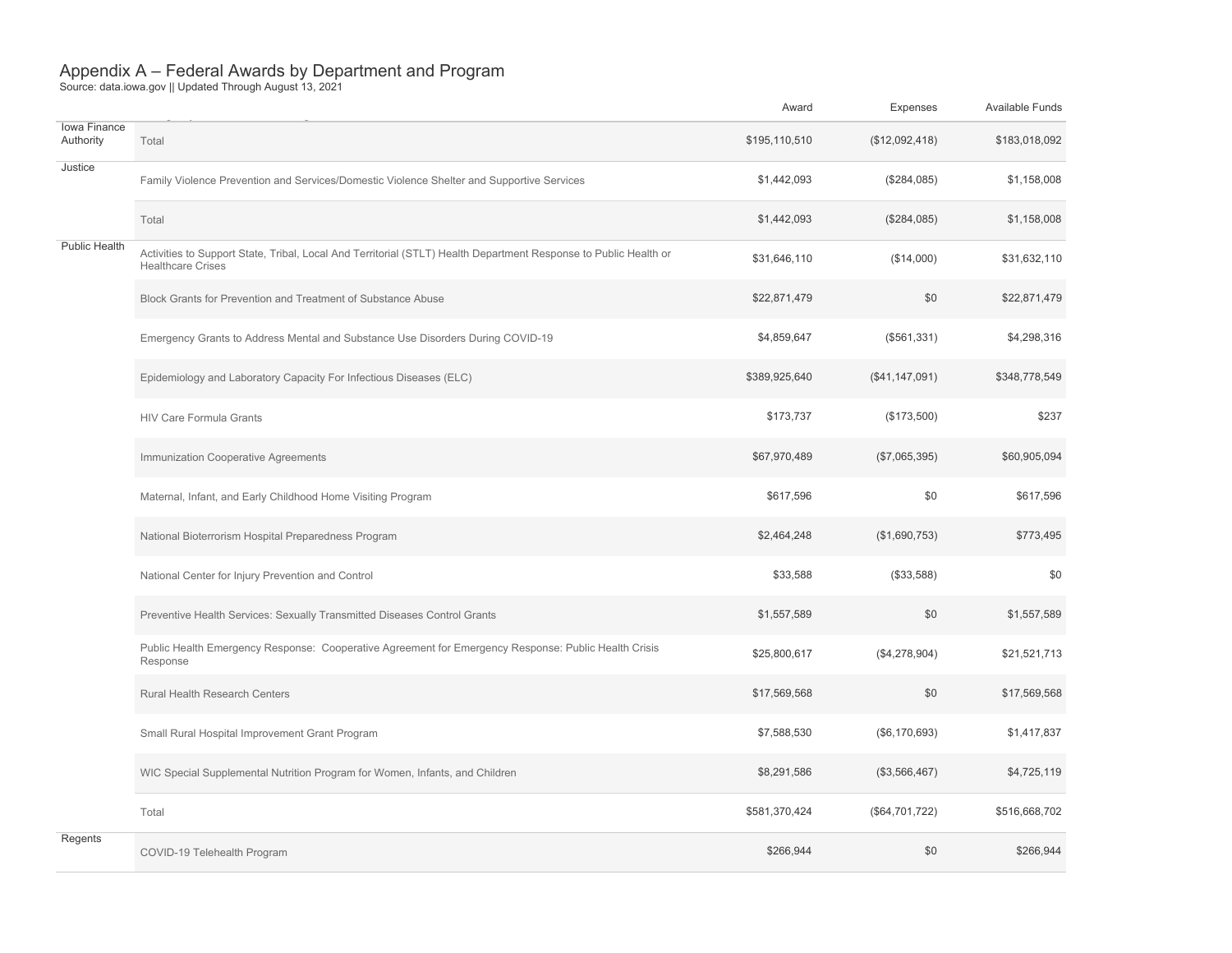# Appendix A – Federal Awards by Department and Program

Source: data.iowa.gov || Updated Through August 13, 2021

| | | Award | Expenses | Available Funds |
|---|---|---|---|---|
| Iowa Finance Authority | Total | $195,110,510 | ($12,092,418) | $183,018,092 |
| Justice | Family Violence Prevention and Services/Domestic Violence Shelter and Supportive Services | $1,442,093 | ($284,085) | $1,158,008 |
| | Total | $1,442,093 | ($284,085) | $1,158,008 |
| Public Health | Activities to Support State, Tribal, Local And Territorial (STLT) Health Department Response to Public Health or Healthcare Crises | $31,646,110 | ($14,000) | $31,632,110 |
| | Block Grants for Prevention and Treatment of Substance Abuse | $22,871,479 | $0 | $22,871,479 |
| | Emergency Grants to Address Mental and Substance Use Disorders During COVID-19 | $4,859,647 | ($561,331) | $4,298,316 |
| | Epidemiology and Laboratory Capacity For Infectious Diseases (ELC) | $389,925,640 | ($41,147,091) | $348,778,549 |
| | HIV Care Formula Grants | $173,737 | ($173,500) | $237 |
| | Immunization Cooperative Agreements | $67,970,489 | ($7,065,395) | $60,905,094 |
| | Maternal, Infant, and Early Childhood Home Visiting Program | $617,596 | $0 | $617,596 |
| | National Bioterrorism Hospital Preparedness Program | $2,464,248 | ($1,690,753) | $773,495 |
| | National Center for Injury Prevention and Control | $33,588 | ($33,588) | $0 |
| | Preventive Health Services: Sexually Transmitted Diseases Control Grants | $1,557,589 | $0 | $1,557,589 |
| | Public Health Emergency Response: Cooperative Agreement for Emergency Response: Public Health Crisis Response | $25,800,617 | ($4,278,904) | $21,521,713 |
| | Rural Health Research Centers | $17,569,568 | $0 | $17,569,568 |
| | Small Rural Hospital Improvement Grant Program | $7,588,530 | ($6,170,693) | $1,417,837 |
| | WIC Special Supplemental Nutrition Program for Women, Infants, and Children | $8,291,586 | ($3,566,467) | $4,725,119 |
| | Total | $581,370,424 | ($64,701,722) | $516,668,702 |
| Regents | COVID-19 Telehealth Program | $266,944 | $0 | $266,944 |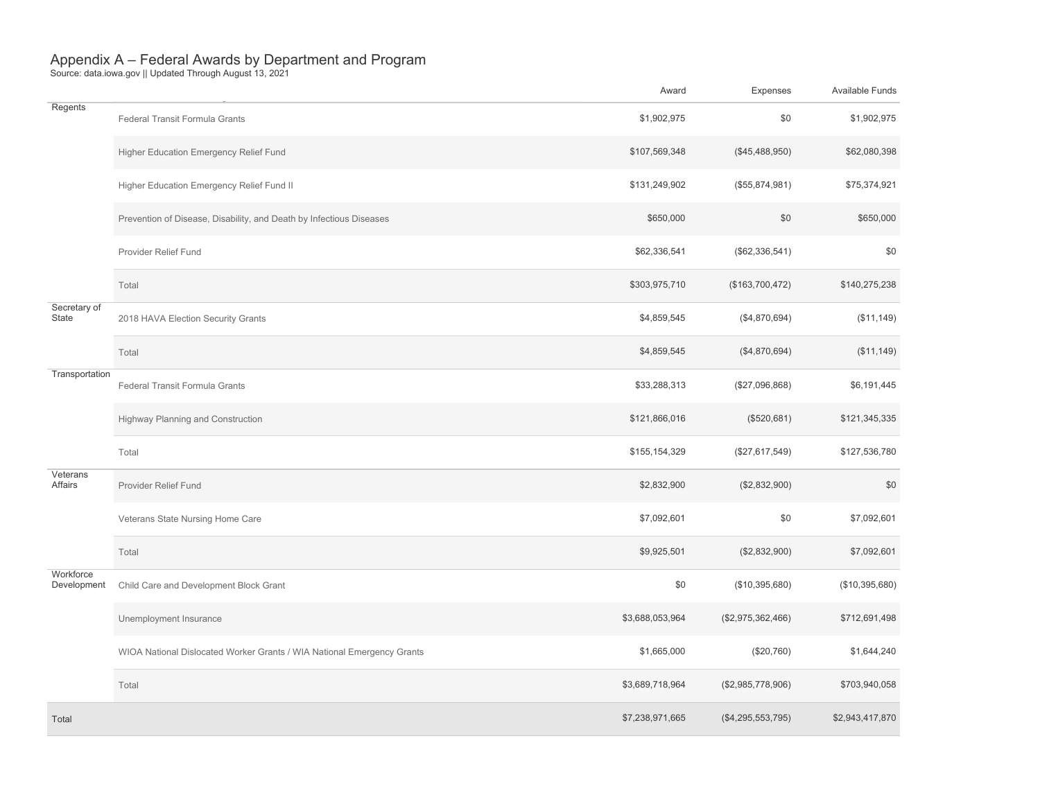# Appendix A – Federal Awards by Department and Program

Source: data.iowa.gov || Updated Through August 13, 2021

| | | Award | Expenses | Available Funds |
|---|---|---|---|---|
| Regents | Federal Transit Formula Grants | $1,902,975 | $0 | $1,902,975 |
| | Higher Education Emergency Relief Fund | $107,569,348 | ($45,488,950) | $62,080,398 |
| | Higher Education Emergency Relief Fund II | $131,249,902 | ($55,874,981) | $75,374,921 |
| | Prevention of Disease, Disability, and Death by Infectious Diseases | $650,000 | $0 | $650,000 |
| | Provider Relief Fund | $62,336,541 | ($62,336,541) | $0 |
| | Total | $303,975,710 | ($163,700,472) | $140,275,238 |
| Secretary of State | 2018 HAVA Election Security Grants | $4,859,545 | ($4,870,694) | ($11,149) |
| | Total | $4,859,545 | ($4,870,694) | ($11,149) |
| Transportation | Federal Transit Formula Grants | $33,288,313 | ($27,096,868) | $6,191,445 |
| | Highway Planning and Construction | $121,866,016 | ($520,681) | $121,345,335 |
| | Total | $155,154,329 | ($27,617,549) | $127,536,780 |
| Veterans Affairs | Provider Relief Fund | $2,832,900 | ($2,832,900) | $0 |
| | Veterans State Nursing Home Care | $7,092,601 | $0 | $7,092,601 |
| | Total | $9,925,501 | ($2,832,900) | $7,092,601 |
| Workforce Development | Child Care and Development Block Grant | $0 | ($10,395,680) | ($10,395,680) |
| | Unemployment Insurance | $3,688,053,964 | ($2,975,362,466) | $712,691,498 |
| | WIOA National Dislocated Worker Grants / WIA National Emergency Grants | $1,665,000 | ($20,760) | $1,644,240 |
| | Total | $3,689,718,964 | ($2,985,778,906) | $703,940,058 |
| Total | | $7,238,971,665 | ($4,295,553,795) | $2,943,417,870 |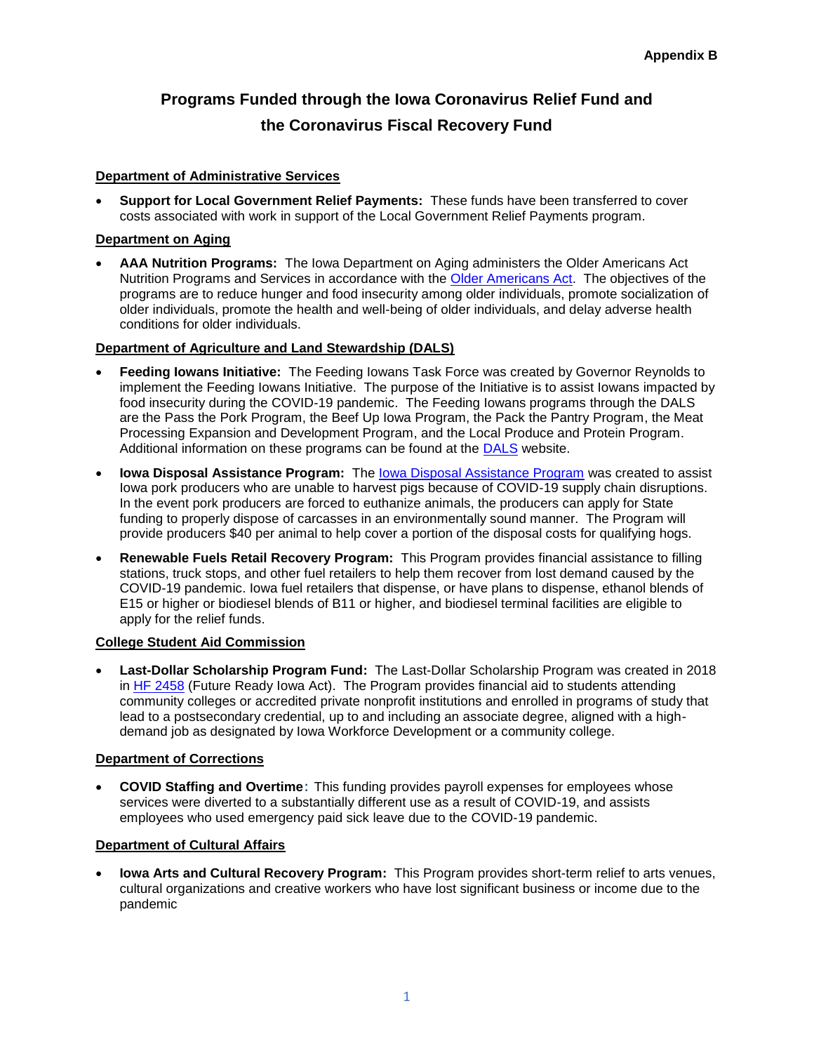**Appendix B**

# Programs Funded through the Iowa Coronavirus Relief Fund and the Coronavirus Fiscal Recovery Fund

## Department of Administrative Services

- **Support for Local Government Relief Payments:** These funds have been transferred to cover costs associated with work in support of the Local Government Relief Payments program.

## Department on Aging

- **AAA Nutrition Programs:** The Iowa Department on Aging administers the Older Americans Act Nutrition Programs and Services in accordance with the Older Americans Act. The objectives of the programs are to reduce hunger and food insecurity among older individuals, promote socialization of older individuals, promote the health and well-being of older individuals, and delay adverse health conditions for older individuals.

## Department of Agriculture and Land Stewardship (DALS)

- **Feeding Iowans Initiative:** The Feeding Iowans Task Force was created by Governor Reynolds to implement the Feeding Iowans Initiative. The purpose of the Initiative is to assist Iowans impacted by food insecurity during the COVID-19 pandemic. The Feeding Iowans programs through the DALS are the Pass the Pork Program, the Beef Up Iowa Program, the Pack the Pantry Program, the Meat Processing Expansion and Development Program, and the Local Produce and Protein Program. Additional information on these programs can be found at the DALS website.
- **Iowa Disposal Assistance Program:** The Iowa Disposal Assistance Program was created to assist Iowa pork producers who are unable to harvest pigs because of COVID-19 supply chain disruptions. In the event pork producers are forced to euthanize animals, the producers can apply for State funding to properly dispose of carcasses in an environmentally sound manner. The Program will provide producers $40 per animal to help cover a portion of the disposal costs for qualifying hogs.
- **Renewable Fuels Retail Recovery Program:** This Program provides financial assistance to filling stations, truck stops, and other fuel retailers to help them recover from lost demand caused by the COVID-19 pandemic. Iowa fuel retailers that dispense, or have plans to dispense, ethanol blends of E15 or higher or biodiesel blends of B11 or higher, and biodiesel terminal facilities are eligible to apply for the relief funds.

## College Student Aid Commission

- **Last-Dollar Scholarship Program Fund:** The Last-Dollar Scholarship Program was created in 2018 in HF 2458 (Future Ready Iowa Act). The Program provides financial aid to students attending community colleges or accredited private nonprofit institutions and enrolled in programs of study that lead to a postsecondary credential, up to and including an associate degree, aligned with a high-demand job as designated by Iowa Workforce Development or a community college.

## Department of Corrections

- **COVID Staffing and Overtime:** This funding provides payroll expenses for employees whose services were diverted to a substantially different use as a result of COVID-19, and assists employees who used emergency paid sick leave due to the COVID-19 pandemic.

## Department of Cultural Affairs

- **Iowa Arts and Cultural Recovery Program:** This Program provides short-term relief to arts venues, cultural organizations and creative workers who have lost significant business or income due to the pandemic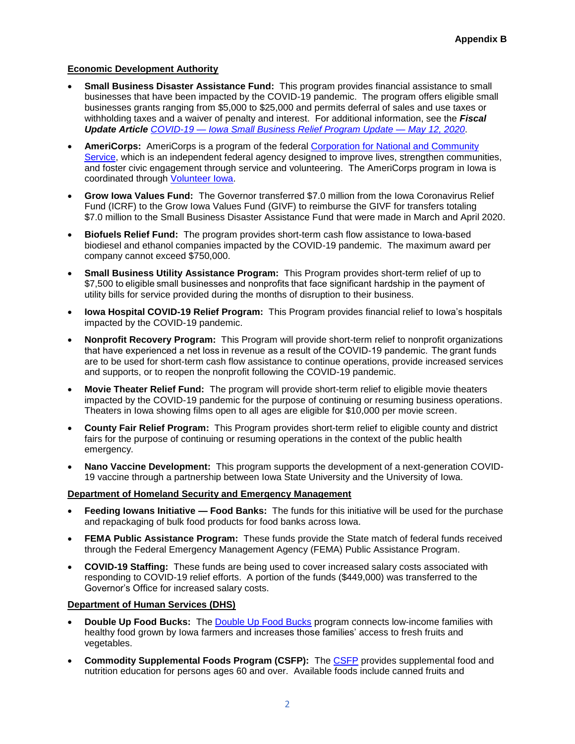**Appendix B**

**Economic Development Authority**

- **Small Business Disaster Assistance Fund:** This program provides financial assistance to small businesses that have been impacted by the COVID-19 pandemic. The program offers eligible small businesses grants ranging from $5,000 to $25,000 and permits deferral of sales and use taxes or withholding taxes and a waiver of penalty and interest. For additional information, see the ***Fiscal Update Article*** *COVID-19 — Iowa Small Business Relief Program Update — May 12, 2020*.
- **AmeriCorps:** AmeriCorps is a program of the federal Corporation for National and Community Service, which is an independent federal agency designed to improve lives, strengthen communities, and foster civic engagement through service and volunteering. The AmeriCorps program in Iowa is coordinated through Volunteer Iowa.
- **Grow Iowa Values Fund:** The Governor transferred $7.0 million from the Iowa Coronavirus Relief Fund (ICRF) to the Grow Iowa Values Fund (GIVF) to reimburse the GIVF for transfers totaling $7.0 million to the Small Business Disaster Assistance Fund that were made in March and April 2020.
- **Biofuels Relief Fund:** The program provides short-term cash flow assistance to Iowa-based biodiesel and ethanol companies impacted by the COVID-19 pandemic. The maximum award per company cannot exceed $750,000.
- **Small Business Utility Assistance Program:** This Program provides short-term relief of up to $7,500 to eligible small businesses and nonprofits that face significant hardship in the payment of utility bills for service provided during the months of disruption to their business.
- **Iowa Hospital COVID-19 Relief Program:** This Program provides financial relief to Iowa's hospitals impacted by the COVID-19 pandemic.
- **Nonprofit Recovery Program:** This Program will provide short-term relief to nonprofit organizations that have experienced a net loss in revenue as a result of the COVID-19 pandemic. The grant funds are to be used for short-term cash flow assistance to continue operations, provide increased services and supports, or to reopen the nonprofit following the COVID-19 pandemic.
- **Movie Theater Relief Fund:** The program will provide short-term relief to eligible movie theaters impacted by the COVID-19 pandemic for the purpose of continuing or resuming business operations. Theaters in Iowa showing films open to all ages are eligible for $10,000 per movie screen.
- **County Fair Relief Program:** This Program provides short-term relief to eligible county and district fairs for the purpose of continuing or resuming operations in the context of the public health emergency.
- **Nano Vaccine Development:** This program supports the development of a next-generation COVID-19 vaccine through a partnership between Iowa State University and the University of Iowa.

**Department of Homeland Security and Emergency Management**

- **Feeding Iowans Initiative — Food Banks:** The funds for this initiative will be used for the purchase and repackaging of bulk food products for food banks across Iowa.
- **FEMA Public Assistance Program:** These funds provide the State match of federal funds received through the Federal Emergency Management Agency (FEMA) Public Assistance Program.
- **COVID-19 Staffing:** These funds are being used to cover increased salary costs associated with responding to COVID-19 relief efforts. A portion of the funds ($449,000) was transferred to the Governor's Office for increased salary costs.

**Department of Human Services (DHS)**

- **Double Up Food Bucks:** The Double Up Food Bucks program connects low-income families with healthy food grown by Iowa farmers and increases those families' access to fresh fruits and vegetables.
- **Commodity Supplemental Foods Program (CSFP):** The CSFP provides supplemental food and nutrition education for persons ages 60 and over. Available foods include canned fruits and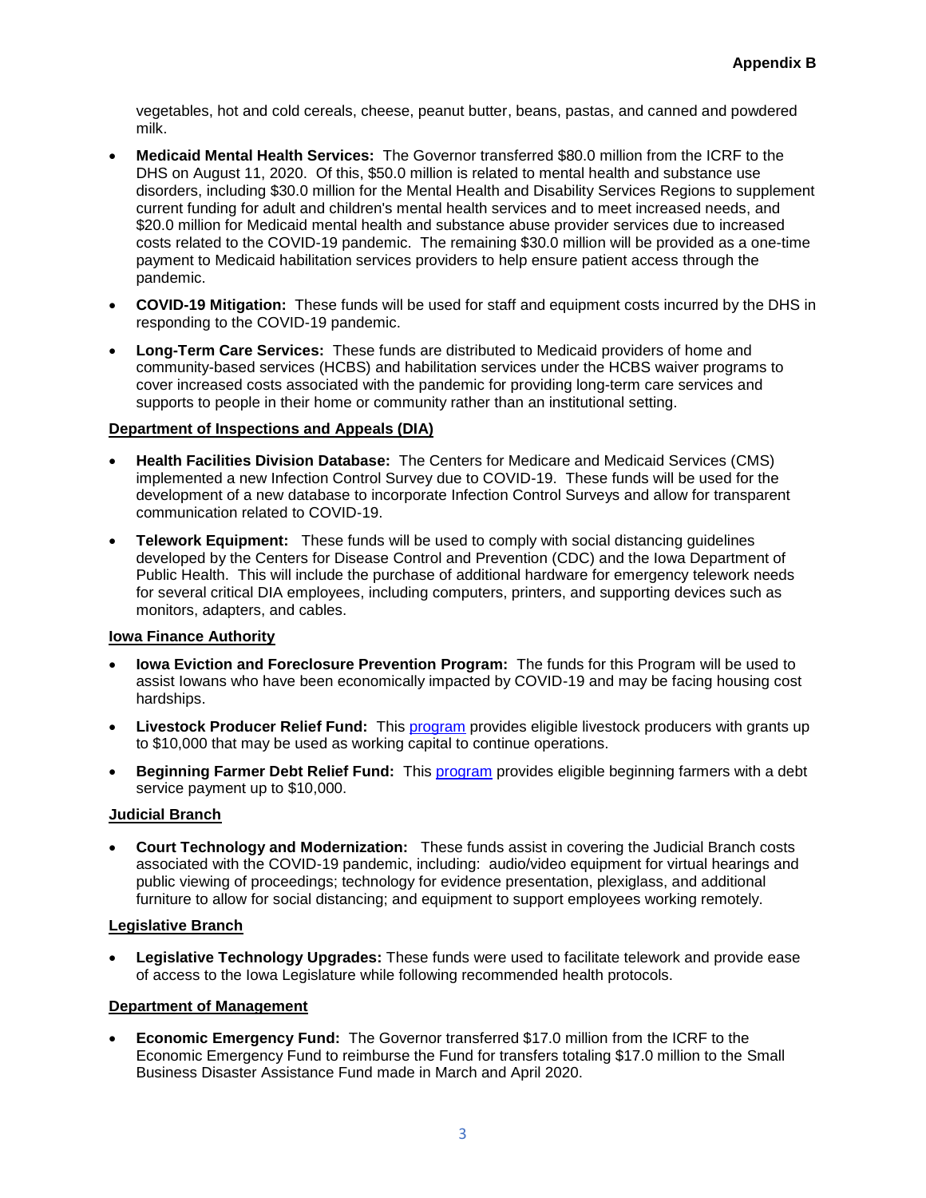vegetables, hot and cold cereals, cheese, peanut butter, beans, pastas, and canned and powdered milk.

- **Medicaid Mental Health Services:** The Governor transferred $80.0 million from the ICRF to the DHS on August 11, 2020. Of this, $50.0 million is related to mental health and substance use disorders, including $30.0 million for the Mental Health and Disability Services Regions to supplement current funding for adult and children's mental health services and to meet increased needs, and $20.0 million for Medicaid mental health and substance abuse provider services due to increased costs related to the COVID-19 pandemic. The remaining $30.0 million will be provided as a one-time payment to Medicaid habilitation services providers to help ensure patient access through the pandemic.
- **COVID-19 Mitigation:** These funds will be used for staff and equipment costs incurred by the DHS in responding to the COVID-19 pandemic.
- **Long-Term Care Services:** These funds are distributed to Medicaid providers of home and community-based services (HCBS) and habilitation services under the HCBS waiver programs to cover increased costs associated with the pandemic for providing long-term care services and supports to people in their home or community rather than an institutional setting.

**Department of Inspections and Appeals (DIA)**

- **Health Facilities Division Database:** The Centers for Medicare and Medicaid Services (CMS) implemented a new Infection Control Survey due to COVID-19. These funds will be used for the development of a new database to incorporate Infection Control Surveys and allow for transparent communication related to COVID-19.
- **Telework Equipment:** These funds will be used to comply with social distancing guidelines developed by the Centers for Disease Control and Prevention (CDC) and the Iowa Department of Public Health. This will include the purchase of additional hardware for emergency telework needs for several critical DIA employees, including computers, printers, and supporting devices such as monitors, adapters, and cables.

**Iowa Finance Authority**

- **Iowa Eviction and Foreclosure Prevention Program:** The funds for this Program will be used to assist Iowans who have been economically impacted by COVID-19 and may be facing housing cost hardships.
- **Livestock Producer Relief Fund:** This program provides eligible livestock producers with grants up to $10,000 that may be used as working capital to continue operations.
- **Beginning Farmer Debt Relief Fund:** This program provides eligible beginning farmers with a debt service payment up to $10,000.

**Judicial Branch**

- **Court Technology and Modernization:** These funds assist in covering the Judicial Branch costs associated with the COVID-19 pandemic, including: audio/video equipment for virtual hearings and public viewing of proceedings; technology for evidence presentation, plexiglass, and additional furniture to allow for social distancing; and equipment to support employees working remotely.

**Legislative Branch**

- **Legislative Technology Upgrades:** These funds were used to facilitate telework and provide ease of access to the Iowa Legislature while following recommended health protocols.

**Department of Management**

- **Economic Emergency Fund:** The Governor transferred $17.0 million from the ICRF to the Economic Emergency Fund to reimburse the Fund for transfers totaling $17.0 million to the Small Business Disaster Assistance Fund made in March and April 2020.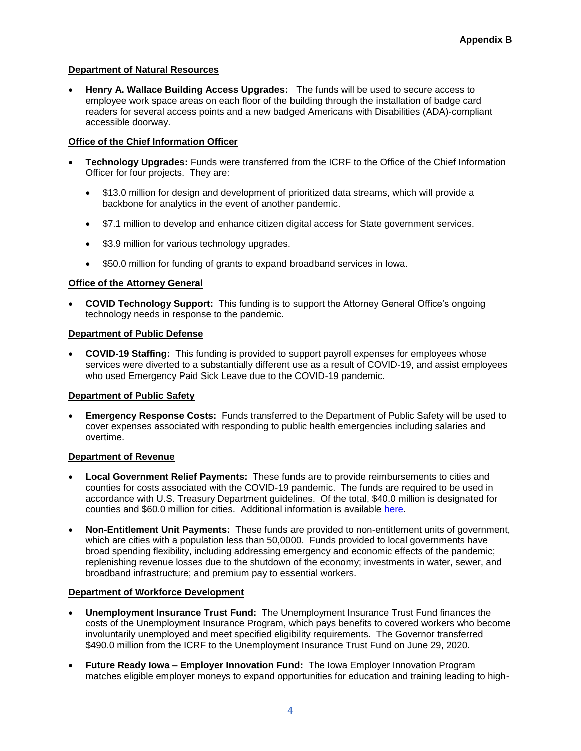**Department of Natural Resources**

- **Henry A. Wallace Building Access Upgrades:** The funds will be used to secure access to employee work space areas on each floor of the building through the installation of badge card readers for several access points and a new badged Americans with Disabilities (ADA)-compliant accessible doorway.

**Office of the Chief Information Officer**

- **Technology Upgrades:** Funds were transferred from the ICRF to the Office of the Chief Information Officer for four projects. They are:
  - $13.0 million for design and development of prioritized data streams, which will provide a backbone for analytics in the event of another pandemic.
  - $7.1 million to develop and enhance citizen digital access for State government services.
  - $3.9 million for various technology upgrades.
  - $50.0 million for funding of grants to expand broadband services in Iowa.

**Office of the Attorney General**

- **COVID Technology Support:** This funding is to support the Attorney General Office's ongoing technology needs in response to the pandemic.

**Department of Public Defense**

- **COVID-19 Staffing:** This funding is provided to support payroll expenses for employees whose services were diverted to a substantially different use as a result of COVID-19, and assist employees who used Emergency Paid Sick Leave due to the COVID-19 pandemic.

**Department of Public Safety**

- **Emergency Response Costs:** Funds transferred to the Department of Public Safety will be used to cover expenses associated with responding to public health emergencies including salaries and overtime.

**Department of Revenue**

- **Local Government Relief Payments:** These funds are to provide reimbursements to cities and counties for costs associated with the COVID-19 pandemic. The funds are required to be used in accordance with U.S. Treasury Department guidelines. Of the total, $40.0 million is designated for counties and $60.0 million for cities. Additional information is available here.
- **Non-Entitlement Unit Payments:** These funds are provided to non-entitlement units of government, which are cities with a population less than 50,0000. Funds provided to local governments have broad spending flexibility, including addressing emergency and economic effects of the pandemic; replenishing revenue losses due to the shutdown of the economy; investments in water, sewer, and broadband infrastructure; and premium pay to essential workers.

**Department of Workforce Development**

- **Unemployment Insurance Trust Fund:** The Unemployment Insurance Trust Fund finances the costs of the Unemployment Insurance Program, which pays benefits to covered workers who become involuntarily unemployed and meet specified eligibility requirements. The Governor transferred $490.0 million from the ICRF to the Unemployment Insurance Trust Fund on June 29, 2020.
- **Future Ready Iowa – Employer Innovation Fund:** The Iowa Employer Innovation Program matches eligible employer moneys to expand opportunities for education and training leading to high-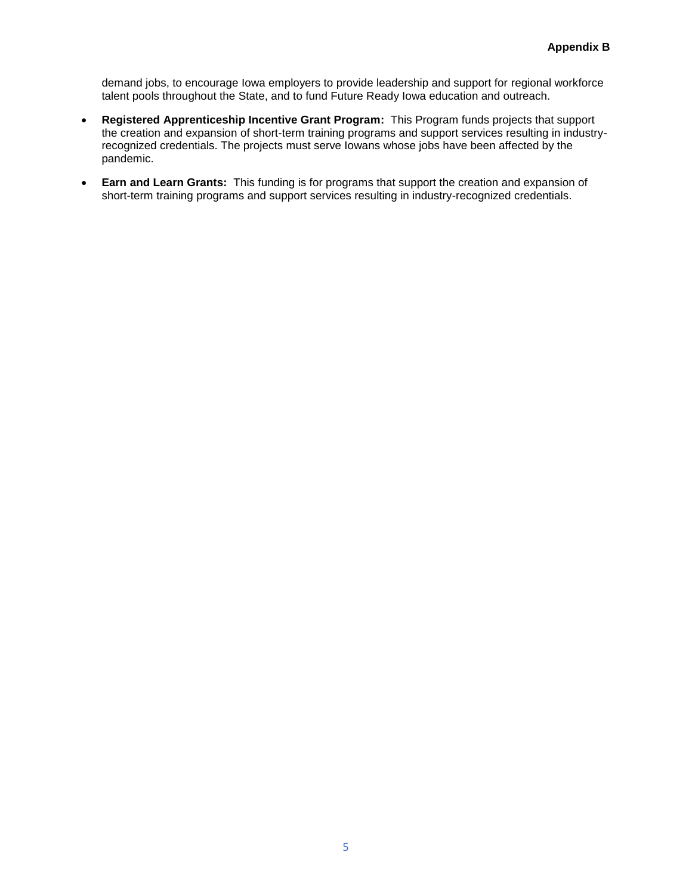demand jobs, to encourage Iowa employers to provide leadership and support for regional workforce talent pools throughout the State, and to fund Future Ready Iowa education and outreach.

- **Registered Apprenticeship Incentive Grant Program:** This Program funds projects that support the creation and expansion of short-term training programs and support services resulting in industry-recognized credentials. The projects must serve Iowans whose jobs have been affected by the pandemic.
- **Earn and Learn Grants:** This funding is for programs that support the creation and expansion of short-term training programs and support services resulting in industry-recognized credentials.